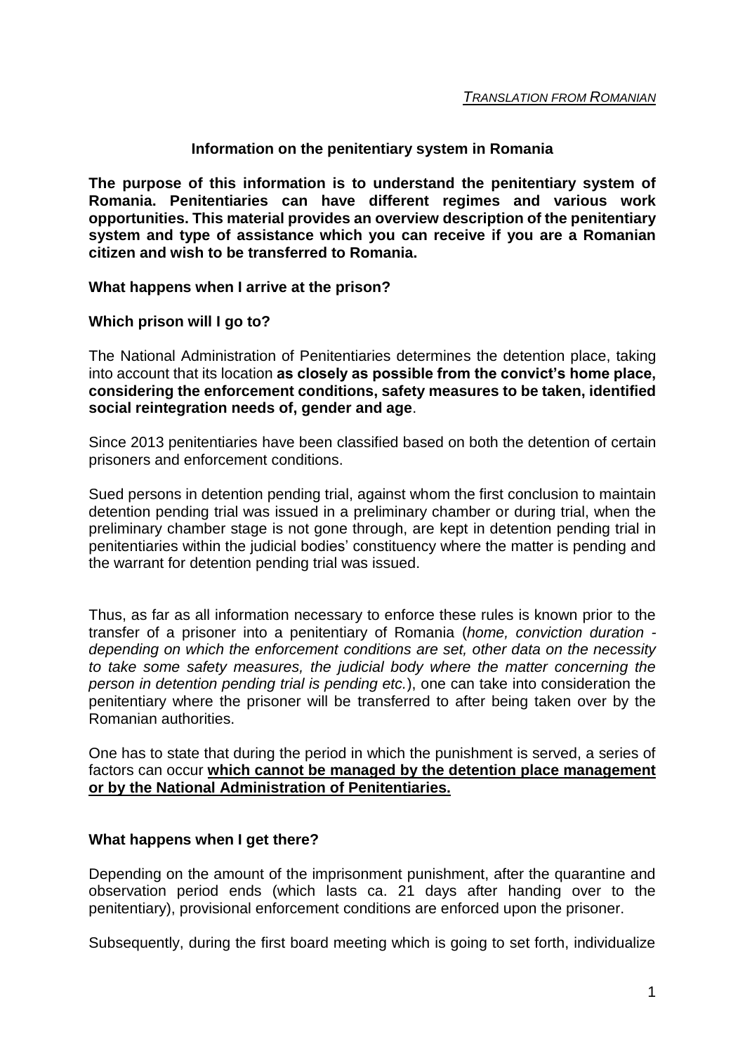*TRANSLATION FROM ROMANIAN*

## Information on the penitentiary system in Romania

**The purpose of this information is to understand the penitentiary system of Romania. Penitentiaries can have different regimes and various work opportunities. This material provides an overview description of the penitentiary system and type of assistance which you can receive if you are a Romanian citizen and wish to be transferred to Romania.**

### What happens when I arrive at the prison?

### Which prison will I go to?

The National Administration of Penitentiaries determines the detention place, taking into account that its location **as closely as possible from the convict's home place, considering the enforcement conditions, safety measures to be taken, identified social reintegration needs of, gender and age**.

Since 2013 penitentiaries have been classified based on both the detention of certain prisoners and enforcement conditions.

Sued persons in detention pending trial, against whom the first conclusion to maintain detention pending trial was issued in a preliminary chamber or during trial, when the preliminary chamber stage is not gone through, are kept in detention pending trial in penitentiaries within the judicial bodies' constituency where the matter is pending and the warrant for detention pending trial was issued.

Thus, as far as all information necessary to enforce these rules is known prior to the transfer of a prisoner into a penitentiary of Romania (*home, conviction duration - depending on which the enforcement conditions are set, other data on the necessity to take some safety measures, the judicial body where the matter concerning the person in detention pending trial is pending etc.*), one can take into consideration the penitentiary where the prisoner will be transferred to after being taken over by the Romanian authorities.

One has to state that during the period in which the punishment is served, a series of factors can occur **which cannot be managed by the detention place management or by the National Administration of Penitentiaries.**

### What happens when I get there?

Depending on the amount of the imprisonment punishment, after the quarantine and observation period ends (which lasts ca. 21 days after handing over to the penitentiary), provisional enforcement conditions are enforced upon the prisoner.

Subsequently, during the first board meeting which is going to set forth, individualize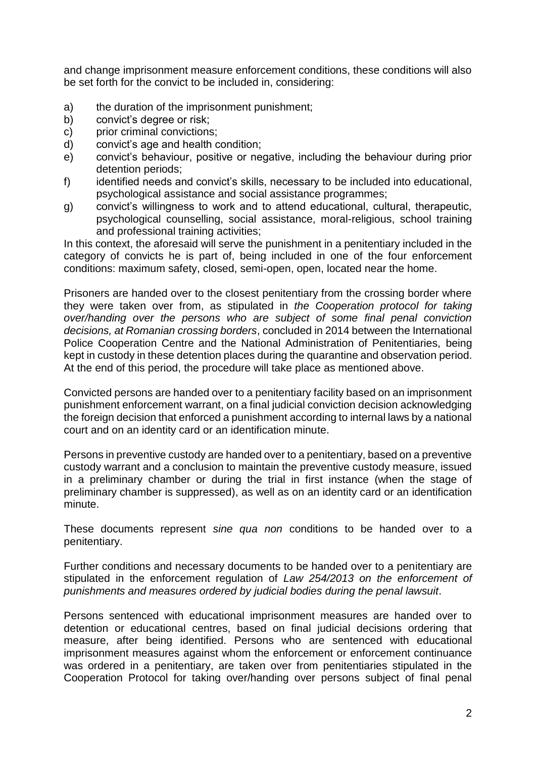and change imprisonment measure enforcement conditions, these conditions will also be set forth for the convict to be included in, considering:

a) the duration of the imprisonment punishment;
b) convict's degree or risk;
c) prior criminal convictions;
d) convict's age and health condition;
e) convict's behaviour, positive or negative, including the behaviour during prior detention periods;
f) identified needs and convict's skills, necessary to be included into educational, psychological assistance and social assistance programmes;
g) convict's willingness to work and to attend educational, cultural, therapeutic, psychological counselling, social assistance, moral-religious, school training and professional training activities;

In this context, the aforesaid will serve the punishment in a penitentiary included in the category of convicts he is part of, being included in one of the four enforcement conditions: maximum safety, closed, semi-open, open, located near the home.

Prisoners are handed over to the closest penitentiary from the crossing border where they were taken over from, as stipulated in *the Cooperation protocol for taking over/handing over the persons who are subject of some final penal conviction decisions, at Romanian crossing borders*, concluded in 2014 between the International Police Cooperation Centre and the National Administration of Penitentiaries, being kept in custody in these detention places during the quarantine and observation period. At the end of this period, the procedure will take place as mentioned above.

Convicted persons are handed over to a penitentiary facility based on an imprisonment punishment enforcement warrant, on a final judicial conviction decision acknowledging the foreign decision that enforced a punishment according to internal laws by a national court and on an identity card or an identification minute.

Persons in preventive custody are handed over to a penitentiary, based on a preventive custody warrant and a conclusion to maintain the preventive custody measure, issued in a preliminary chamber or during the trial in first instance (when the stage of preliminary chamber is suppressed), as well as on an identity card or an identification minute.

These documents represent *sine qua non* conditions to be handed over to a penitentiary.

Further conditions and necessary documents to be handed over to a penitentiary are stipulated in the enforcement regulation of *Law 254/2013 on the enforcement of punishments and measures ordered by judicial bodies during the penal lawsuit*.

Persons sentenced with educational imprisonment measures are handed over to detention or educational centres, based on final judicial decisions ordering that measure, after being identified. Persons who are sentenced with educational imprisonment measures against whom the enforcement or enforcement continuance was ordered in a penitentiary, are taken over from penitentiaries stipulated in the Cooperation Protocol for taking over/handing over persons subject of final penal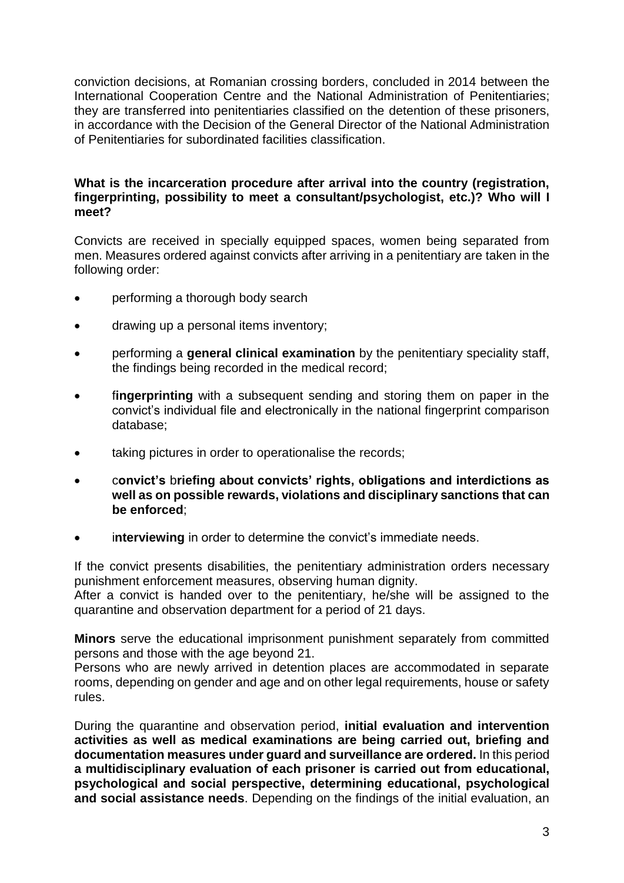conviction decisions, at Romanian crossing borders, concluded in 2014 between the International Cooperation Centre and the National Administration of Penitentiaries; they are transferred into penitentiaries classified on the detention of these prisoners, in accordance with the Decision of the General Director of the National Administration of Penitentiaries for subordinated facilities classification.

**What is the incarceration procedure after arrival into the country (registration, fingerprinting, possibility to meet a consultant/psychologist, etc.)? Who will I meet?**

Convicts are received in specially equipped spaces, women being separated from men. Measures ordered against convicts after arriving in a penitentiary are taken in the following order:

- performing a thorough body search
- drawing up a personal items inventory;
- performing a **general clinical examination** by the penitentiary speciality staff, the findings being recorded in the medical record;
- f**ingerprinting** with a subsequent sending and storing them on paper in the convict's individual file and electronically in the national fingerprint comparison database;
- taking pictures in order to operationalise the records;
- c**onvict's** b**riefing about convicts' rights, obligations and interdictions as well as on possible rewards, violations and disciplinary sanctions that can be enforced**;
- i**nterviewing** in order to determine the convict's immediate needs.

If the convict presents disabilities, the penitentiary administration orders necessary punishment enforcement measures, observing human dignity.
After a convict is handed over to the penitentiary, he/she will be assigned to the quarantine and observation department for a period of 21 days.

**Minors** serve the educational imprisonment punishment separately from committed persons and those with the age beyond 21.
Persons who are newly arrived in detention places are accommodated in separate rooms, depending on gender and age and on other legal requirements, house or safety rules.

During the quarantine and observation period, **initial evaluation and intervention activities as well as medical examinations are being carried out, briefing and documentation measures under guard and surveillance are ordered.** In this period **a multidisciplinary evaluation of each prisoner is carried out from educational, psychological and social perspective, determining educational, psychological and social assistance needs**. Depending on the findings of the initial evaluation, an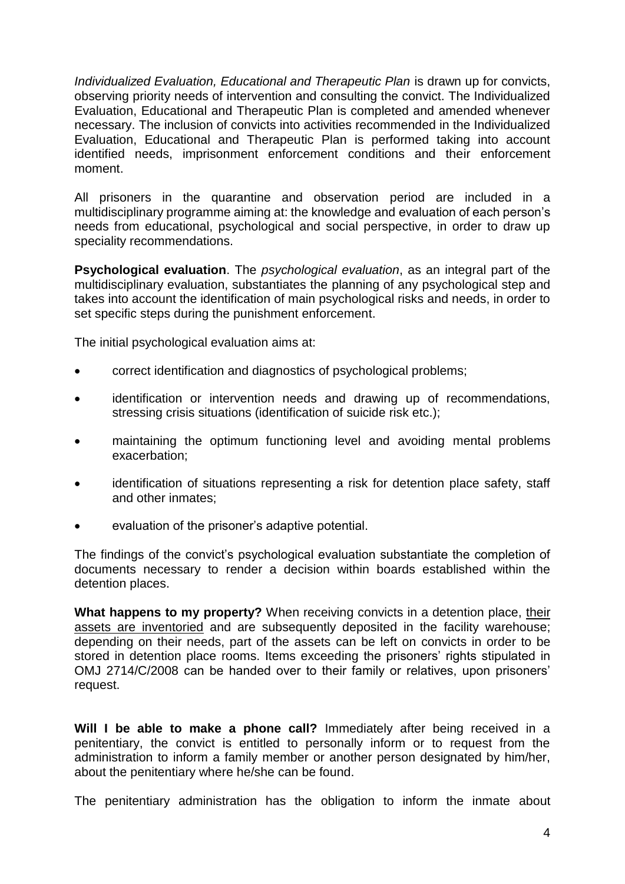*Individualized Evaluation, Educational and Therapeutic Plan* is drawn up for convicts, observing priority needs of intervention and consulting the convict. The Individualized Evaluation, Educational and Therapeutic Plan is completed and amended whenever necessary. The inclusion of convicts into activities recommended in the Individualized Evaluation, Educational and Therapeutic Plan is performed taking into account identified needs, imprisonment enforcement conditions and their enforcement moment.

All prisoners in the quarantine and observation period are included in a multidisciplinary programme aiming at: the knowledge and evaluation of each person's needs from educational, psychological and social perspective, in order to draw up speciality recommendations.

**Psychological evaluation**. The *psychological evaluation*, as an integral part of the multidisciplinary evaluation, substantiates the planning of any psychological step and takes into account the identification of main psychological risks and needs, in order to set specific steps during the punishment enforcement.

The initial psychological evaluation aims at:

- correct identification and diagnostics of psychological problems;
- identification or intervention needs and drawing up of recommendations, stressing crisis situations (identification of suicide risk etc.);
- maintaining the optimum functioning level and avoiding mental problems exacerbation;
- identification of situations representing a risk for detention place safety, staff and other inmates;
- evaluation of the prisoner's adaptive potential.

The findings of the convict's psychological evaluation substantiate the completion of documents necessary to render a decision within boards established within the detention places.

**What happens to my property?** When receiving convicts in a detention place, their assets are inventoried and are subsequently deposited in the facility warehouse; depending on their needs, part of the assets can be left on convicts in order to be stored in detention place rooms. Items exceeding the prisoners' rights stipulated in OMJ 2714/C/2008 can be handed over to their family or relatives, upon prisoners' request.

**Will I be able to make a phone call?** Immediately after being received in a penitentiary, the convict is entitled to personally inform or to request from the administration to inform a family member or another person designated by him/her, about the penitentiary where he/she can be found.

The penitentiary administration has the obligation to inform the inmate about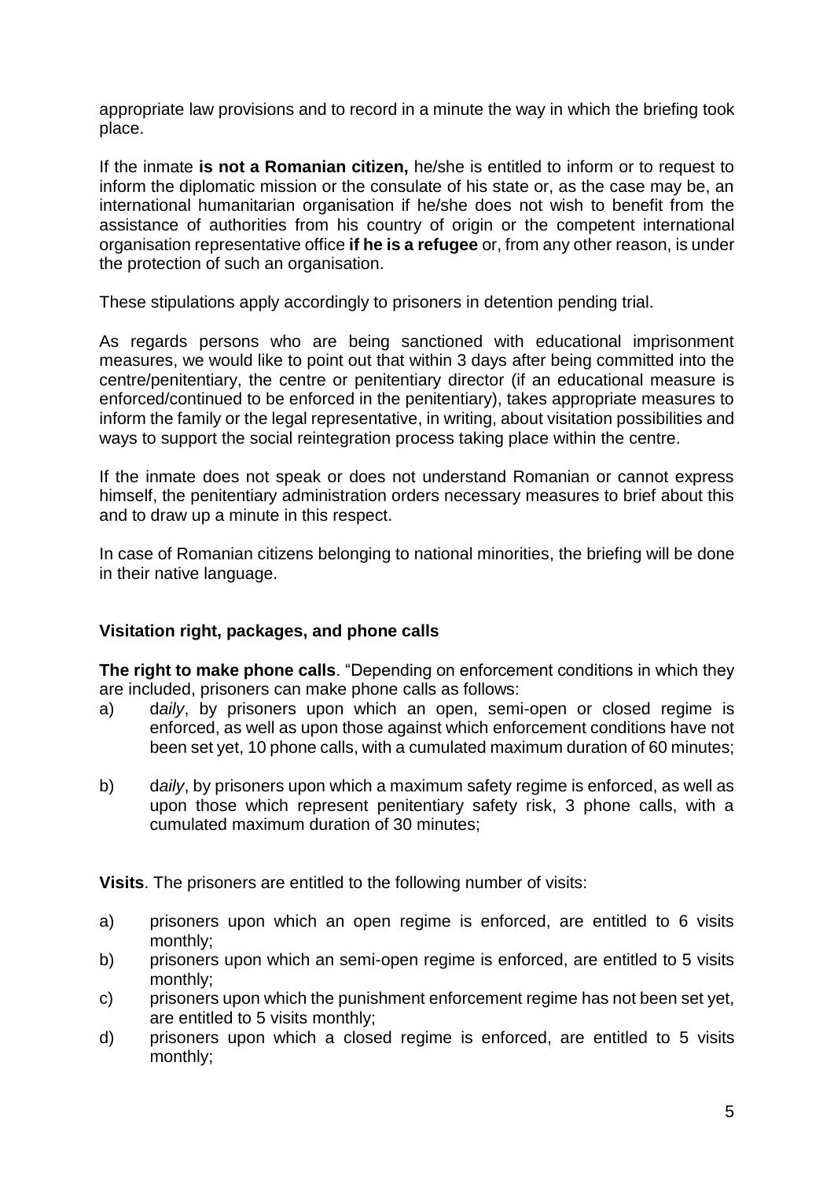appropriate law provisions and to record in a minute the way in which the briefing took place.

If the inmate **is not a Romanian citizen,** he/she is entitled to inform or to request to inform the diplomatic mission or the consulate of his state or, as the case may be, an international humanitarian organisation if he/she does not wish to benefit from the assistance of authorities from his country of origin or the competent international organisation representative office **if he is a refugee** or, from any other reason, is under the protection of such an organisation.

These stipulations apply accordingly to prisoners in detention pending trial.

As regards persons who are being sanctioned with educational imprisonment measures, we would like to point out that within 3 days after being committed into the centre/penitentiary, the centre or penitentiary director (if an educational measure is enforced/continued to be enforced in the penitentiary), takes appropriate measures to inform the family or the legal representative, in writing, about visitation possibilities and ways to support the social reintegration process taking place within the centre.

If the inmate does not speak or does not understand Romanian or cannot express himself, the penitentiary administration orders necessary measures to brief about this and to draw up a minute in this respect.

In case of Romanian citizens belonging to national minorities, the briefing will be done in their native language.

### Visitation right, packages, and phone calls

**The right to make phone calls**. "Depending on enforcement conditions in which they are included, prisoners can make phone calls as follows:

a) d*aily*, by prisoners upon which an open, semi-open or closed regime is enforced, as well as upon those against which enforcement conditions have not been set yet, 10 phone calls, with a cumulated maximum duration of 60 minutes;

b) d*aily*, by prisoners upon which a maximum safety regime is enforced, as well as upon those which represent penitentiary safety risk, 3 phone calls, with a cumulated maximum duration of 30 minutes;

**Visits**. The prisoners are entitled to the following number of visits:

a) prisoners upon which an open regime is enforced, are entitled to 6 visits monthly;
b) prisoners upon which an semi-open regime is enforced, are entitled to 5 visits monthly;
c) prisoners upon which the punishment enforcement regime has not been set yet, are entitled to 5 visits monthly;
d) prisoners upon which a closed regime is enforced, are entitled to 5 visits monthly;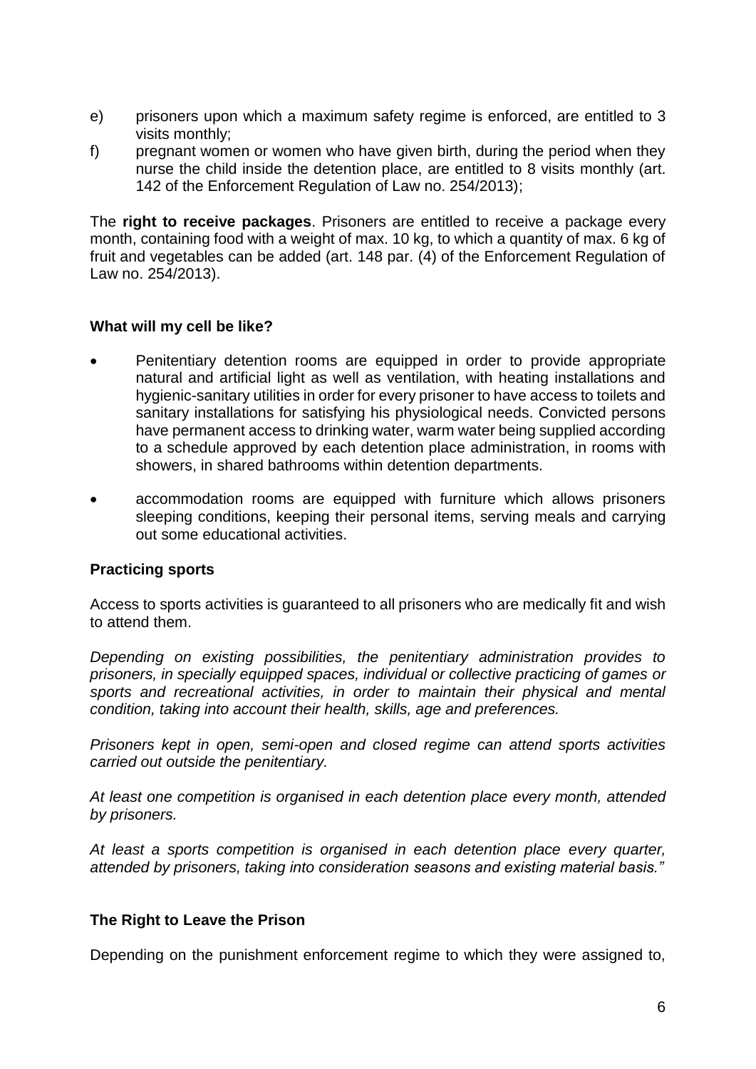e) prisoners upon which a maximum safety regime is enforced, are entitled to 3 visits monthly;
f) pregnant women or women who have given birth, during the period when they nurse the child inside the detention place, are entitled to 8 visits monthly (art. 142 of the Enforcement Regulation of Law no. 254/2013);

The **right to receive packages**. Prisoners are entitled to receive a package every month, containing food with a weight of max. 10 kg, to which a quantity of max. 6 kg of fruit and vegetables can be added (art. 148 par. (4) of the Enforcement Regulation of Law no. 254/2013).

**What will my cell be like?**

- Penitentiary detention rooms are equipped in order to provide appropriate natural and artificial light as well as ventilation, with heating installations and hygienic-sanitary utilities in order for every prisoner to have access to toilets and sanitary installations for satisfying his physiological needs. Convicted persons have permanent access to drinking water, warm water being supplied according to a schedule approved by each detention place administration, in rooms with showers, in shared bathrooms within detention departments.
- accommodation rooms are equipped with furniture which allows prisoners sleeping conditions, keeping their personal items, serving meals and carrying out some educational activities.

**Practicing sports**

Access to sports activities is guaranteed to all prisoners who are medically fit and wish to attend them.

*Depending on existing possibilities, the penitentiary administration provides to prisoners, in specially equipped spaces, individual or collective practicing of games or sports and recreational activities, in order to maintain their physical and mental condition, taking into account their health, skills, age and preferences.*

*Prisoners kept in open, semi-open and closed regime can attend sports activities carried out outside the penitentiary.*

*At least one competition is organised in each detention place every month, attended by prisoners.*

*At least a sports competition is organised in each detention place every quarter, attended by prisoners, taking into consideration seasons and existing material basis."*

**The Right to Leave the Prison**

Depending on the punishment enforcement regime to which they were assigned to,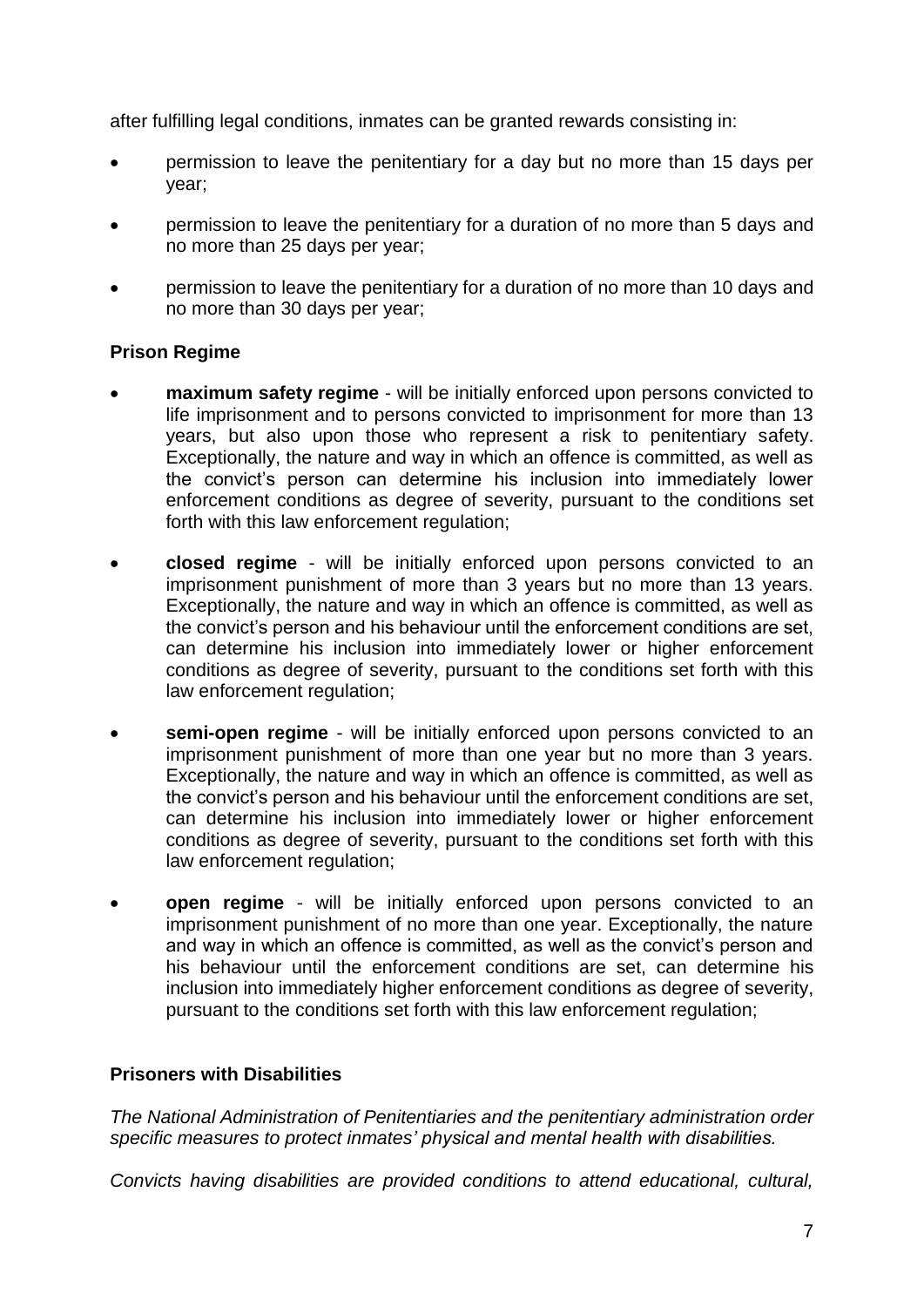after fulfilling legal conditions, inmates can be granted rewards consisting in:

- permission to leave the penitentiary for a day but no more than 15 days per year;
- permission to leave the penitentiary for a duration of no more than 5 days and no more than 25 days per year;
- permission to leave the penitentiary for a duration of no more than 10 days and no more than 30 days per year;

**Prison Regime**

- **maximum safety regime** - will be initially enforced upon persons convicted to life imprisonment and to persons convicted to imprisonment for more than 13 years, but also upon those who represent a risk to penitentiary safety. Exceptionally, the nature and way in which an offence is committed, as well as the convict's person can determine his inclusion into immediately lower enforcement conditions as degree of severity, pursuant to the conditions set forth with this law enforcement regulation;
- **closed regime** - will be initially enforced upon persons convicted to an imprisonment punishment of more than 3 years but no more than 13 years. Exceptionally, the nature and way in which an offence is committed, as well as the convict's person and his behaviour until the enforcement conditions are set, can determine his inclusion into immediately lower or higher enforcement conditions as degree of severity, pursuant to the conditions set forth with this law enforcement regulation;
- **semi-open regime** - will be initially enforced upon persons convicted to an imprisonment punishment of more than one year but no more than 3 years. Exceptionally, the nature and way in which an offence is committed, as well as the convict's person and his behaviour until the enforcement conditions are set, can determine his inclusion into immediately lower or higher enforcement conditions as degree of severity, pursuant to the conditions set forth with this law enforcement regulation;
- **open regime** - will be initially enforced upon persons convicted to an imprisonment punishment of no more than one year. Exceptionally, the nature and way in which an offence is committed, as well as the convict's person and his behaviour until the enforcement conditions are set, can determine his inclusion into immediately higher enforcement conditions as degree of severity, pursuant to the conditions set forth with this law enforcement regulation;

**Prisoners with Disabilities**

*The National Administration of Penitentiaries and the penitentiary administration order specific measures to protect inmates' physical and mental health with disabilities.*

*Convicts having disabilities are provided conditions to attend educational, cultural,*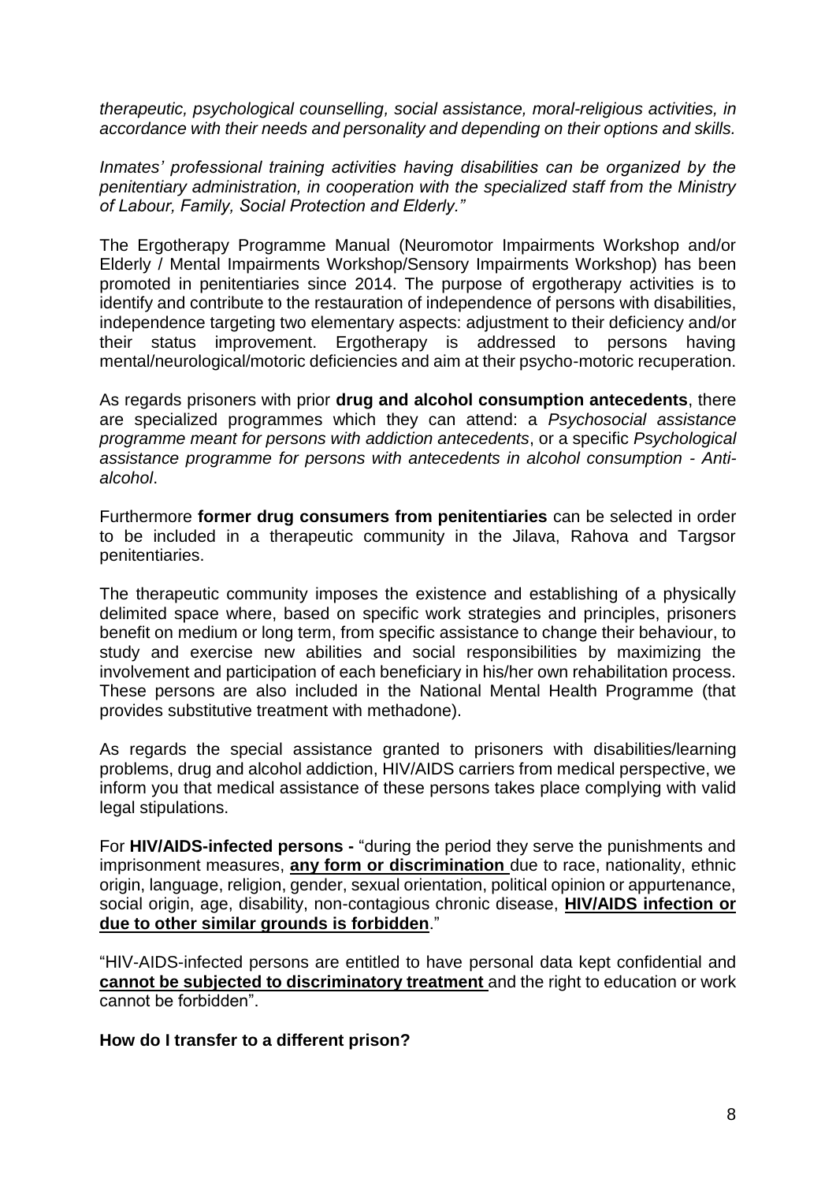*therapeutic, psychological counselling, social assistance, moral-religious activities, in accordance with their needs and personality and depending on their options and skills.*

*Inmates' professional training activities having disabilities can be organized by the penitentiary administration, in cooperation with the specialized staff from the Ministry of Labour, Family, Social Protection and Elderly."*

The Ergotherapy Programme Manual (Neuromotor Impairments Workshop and/or Elderly / Mental Impairments Workshop/Sensory Impairments Workshop) has been promoted in penitentiaries since 2014. The purpose of ergotherapy activities is to identify and contribute to the restauration of independence of persons with disabilities, independence targeting two elementary aspects: adjustment to their deficiency and/or their status improvement. Ergotherapy is addressed to persons having mental/neurological/motoric deficiencies and aim at their psycho-motoric recuperation.

As regards prisoners with prior **drug and alcohol consumption antecedents**, there are specialized programmes which they can attend: a *Psychosocial assistance programme meant for persons with addiction antecedents*, or a specific *Psychological assistance programme for persons with antecedents in alcohol consumption - Anti-alcohol*.

Furthermore **former drug consumers from penitentiaries** can be selected in order to be included in a therapeutic community in the Jilava, Rahova and Targsor penitentiaries.

The therapeutic community imposes the existence and establishing of a physically delimited space where, based on specific work strategies and principles, prisoners benefit on medium or long term, from specific assistance to change their behaviour, to study and exercise new abilities and social responsibilities by maximizing the involvement and participation of each beneficiary in his/her own rehabilitation process. These persons are also included in the National Mental Health Programme (that provides substitutive treatment with methadone).

As regards the special assistance granted to prisoners with disabilities/learning problems, drug and alcohol addiction, HIV/AIDS carriers from medical perspective, we inform you that medical assistance of these persons takes place complying with valid legal stipulations.

For **HIV/AIDS-infected persons -** "during the period they serve the punishments and imprisonment measures, **any form or discrimination** due to race, nationality, ethnic origin, language, religion, gender, sexual orientation, political opinion or appurtenance, social origin, age, disability, non-contagious chronic disease, **HIV/AIDS infection or due to other similar grounds is forbidden**."

"HIV-AIDS-infected persons are entitled to have personal data kept confidential and **cannot be subjected to discriminatory treatment** and the right to education or work cannot be forbidden".

**How do I transfer to a different prison?**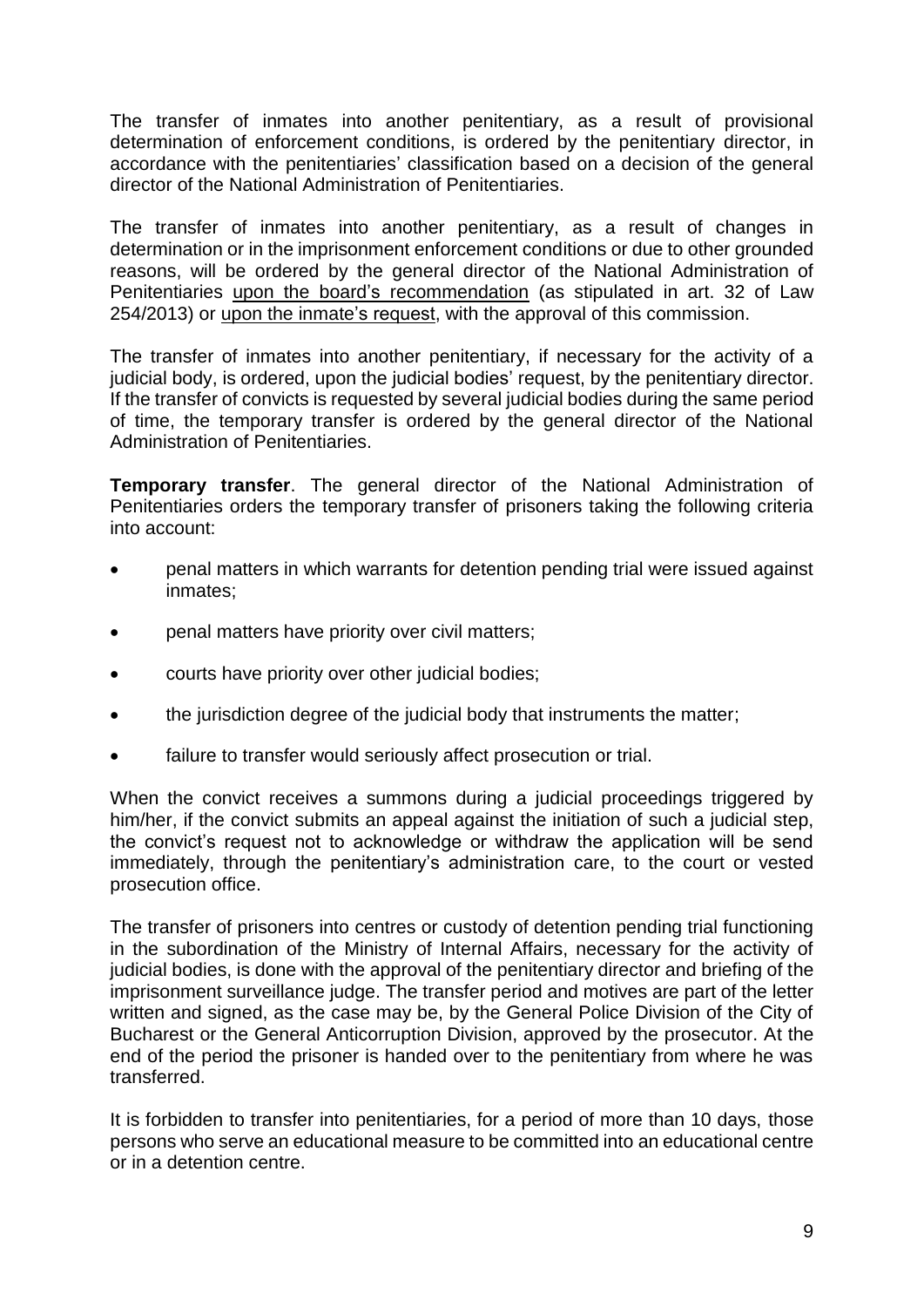The transfer of inmates into another penitentiary, as a result of provisional determination of enforcement conditions, is ordered by the penitentiary director, in accordance with the penitentiaries' classification based on a decision of the general director of the National Administration of Penitentiaries.

The transfer of inmates into another penitentiary, as a result of changes in determination or in the imprisonment enforcement conditions or due to other grounded reasons, will be ordered by the general director of the National Administration of Penitentiaries <u>upon the board's recommendation</u> (as stipulated in art. 32 of Law 254/2013) or <u>upon the inmate's request</u>, with the approval of this commission.

The transfer of inmates into another penitentiary, if necessary for the activity of a judicial body, is ordered, upon the judicial bodies' request, by the penitentiary director. If the transfer of convicts is requested by several judicial bodies during the same period of time, the temporary transfer is ordered by the general director of the National Administration of Penitentiaries.

**Temporary transfer**. The general director of the National Administration of Penitentiaries orders the temporary transfer of prisoners taking the following criteria into account:

- penal matters in which warrants for detention pending trial were issued against inmates;
- penal matters have priority over civil matters;
- courts have priority over other judicial bodies;
- the jurisdiction degree of the judicial body that instruments the matter;
- failure to transfer would seriously affect prosecution or trial.

When the convict receives a summons during a judicial proceedings triggered by him/her, if the convict submits an appeal against the initiation of such a judicial step, the convict's request not to acknowledge or withdraw the application will be send immediately, through the penitentiary's administration care, to the court or vested prosecution office.

The transfer of prisoners into centres or custody of detention pending trial functioning in the subordination of the Ministry of Internal Affairs, necessary for the activity of judicial bodies, is done with the approval of the penitentiary director and briefing of the imprisonment surveillance judge. The transfer period and motives are part of the letter written and signed, as the case may be, by the General Police Division of the City of Bucharest or the General Anticorruption Division, approved by the prosecutor. At the end of the period the prisoner is handed over to the penitentiary from where he was transferred.

It is forbidden to transfer into penitentiaries, for a period of more than 10 days, those persons who serve an educational measure to be committed into an educational centre or in a detention centre.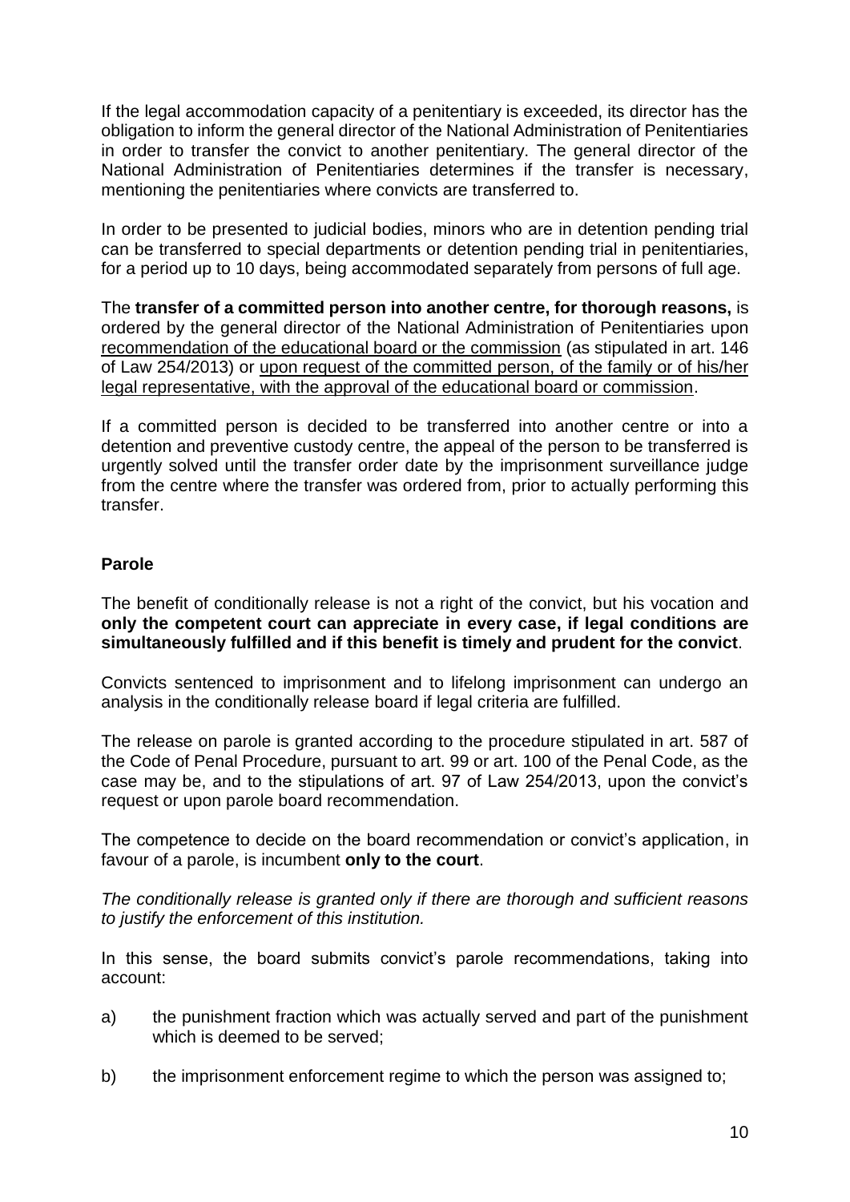If the legal accommodation capacity of a penitentiary is exceeded, its director has the obligation to inform the general director of the National Administration of Penitentiaries in order to transfer the convict to another penitentiary. The general director of the National Administration of Penitentiaries determines if the transfer is necessary, mentioning the penitentiaries where convicts are transferred to.

In order to be presented to judicial bodies, minors who are in detention pending trial can be transferred to special departments or detention pending trial in penitentiaries, for a period up to 10 days, being accommodated separately from persons of full age.

The **transfer of a committed person into another centre, for thorough reasons,** is ordered by the general director of the National Administration of Penitentiaries upon recommendation of the educational board or the commission (as stipulated in art. 146 of Law 254/2013) or upon request of the committed person, of the family or of his/her legal representative, with the approval of the educational board or commission.

If a committed person is decided to be transferred into another centre or into a detention and preventive custody centre, the appeal of the person to be transferred is urgently solved until the transfer order date by the imprisonment surveillance judge from the centre where the transfer was ordered from, prior to actually performing this transfer.

**Parole**

The benefit of conditionally release is not a right of the convict, but his vocation and **only the competent court can appreciate in every case, if legal conditions are simultaneously fulfilled and if this benefit is timely and prudent for the convict**.

Convicts sentenced to imprisonment and to lifelong imprisonment can undergo an analysis in the conditionally release board if legal criteria are fulfilled.

The release on parole is granted according to the procedure stipulated in art. 587 of the Code of Penal Procedure, pursuant to art. 99 or art. 100 of the Penal Code, as the case may be, and to the stipulations of art. 97 of Law 254/2013, upon the convict's request or upon parole board recommendation.

The competence to decide on the board recommendation or convict's application, in favour of a parole, is incumbent **only to the court**.

*The conditionally release is granted only if there are thorough and sufficient reasons to justify the enforcement of this institution.*

In this sense, the board submits convict's parole recommendations, taking into account:

a) the punishment fraction which was actually served and part of the punishment which is deemed to be served;

b) the imprisonment enforcement regime to which the person was assigned to;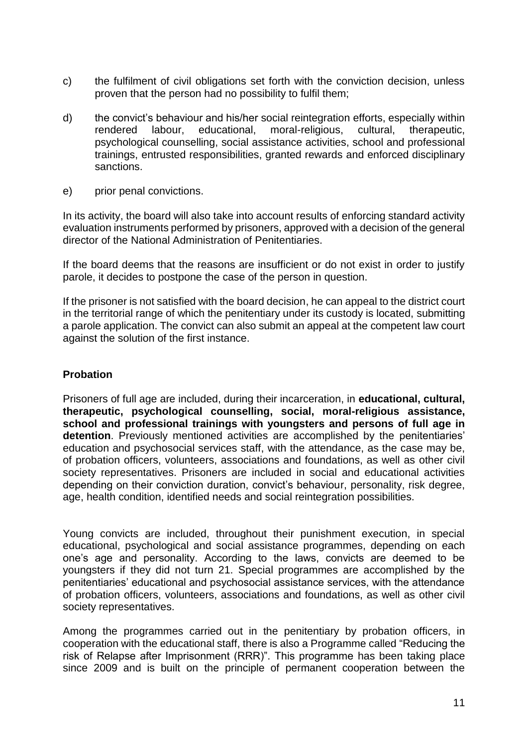c) the fulfilment of civil obligations set forth with the conviction decision, unless proven that the person had no possibility to fulfil them;

d) the convict's behaviour and his/her social reintegration efforts, especially within rendered labour, educational, moral-religious, cultural, therapeutic, psychological counselling, social assistance activities, school and professional trainings, entrusted responsibilities, granted rewards and enforced disciplinary sanctions.

e) prior penal convictions.

In its activity, the board will also take into account results of enforcing standard activity evaluation instruments performed by prisoners, approved with a decision of the general director of the National Administration of Penitentiaries.

If the board deems that the reasons are insufficient or do not exist in order to justify parole, it decides to postpone the case of the person in question.

If the prisoner is not satisfied with the board decision, he can appeal to the district court in the territorial range of which the penitentiary under its custody is located, submitting a parole application. The convict can also submit an appeal at the competent law court against the solution of the first instance.

**Probation**

Prisoners of full age are included, during their incarceration, in **educational, cultural, therapeutic, psychological counselling, social, moral-religious assistance, school and professional trainings with youngsters and persons of full age in detention**. Previously mentioned activities are accomplished by the penitentiaries' education and psychosocial services staff, with the attendance, as the case may be, of probation officers, volunteers, associations and foundations, as well as other civil society representatives. Prisoners are included in social and educational activities depending on their conviction duration, convict's behaviour, personality, risk degree, age, health condition, identified needs and social reintegration possibilities.

Young convicts are included, throughout their punishment execution, in special educational, psychological and social assistance programmes, depending on each one's age and personality. According to the laws, convicts are deemed to be youngsters if they did not turn 21. Special programmes are accomplished by the penitentiaries' educational and psychosocial assistance services, with the attendance of probation officers, volunteers, associations and foundations, as well as other civil society representatives.

Among the programmes carried out in the penitentiary by probation officers, in cooperation with the educational staff, there is also a Programme called "Reducing the risk of Relapse after Imprisonment (RRR)". This programme has been taking place since 2009 and is built on the principle of permanent cooperation between the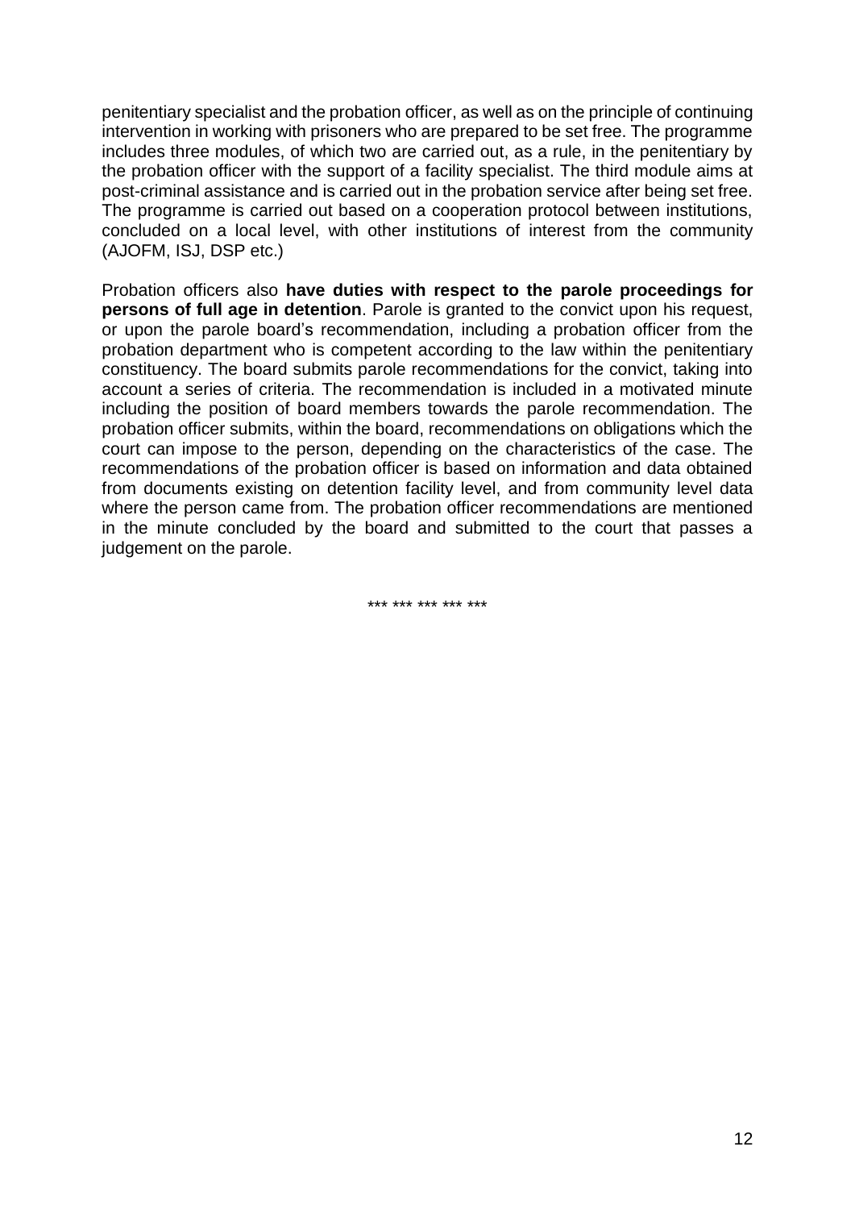penitentiary specialist and the probation officer, as well as on the principle of continuing intervention in working with prisoners who are prepared to be set free. The programme includes three modules, of which two are carried out, as a rule, in the penitentiary by the probation officer with the support of a facility specialist. The third module aims at post-criminal assistance and is carried out in the probation service after being set free. The programme is carried out based on a cooperation protocol between institutions, concluded on a local level, with other institutions of interest from the community (AJOFM, ISJ, DSP etc.)

Probation officers also **have duties with respect to the parole proceedings for persons of full age in detention**. Parole is granted to the convict upon his request, or upon the parole board's recommendation, including a probation officer from the probation department who is competent according to the law within the penitentiary constituency. The board submits parole recommendations for the convict, taking into account a series of criteria. The recommendation is included in a motivated minute including the position of board members towards the parole recommendation. The probation officer submits, within the board, recommendations on obligations which the court can impose to the person, depending on the characteristics of the case. The recommendations of the probation officer is based on information and data obtained from documents existing on detention facility level, and from community level data where the person came from. The probation officer recommendations are mentioned in the minute concluded by the board and submitted to the court that passes a judgement on the parole.

*** *** *** *** ***